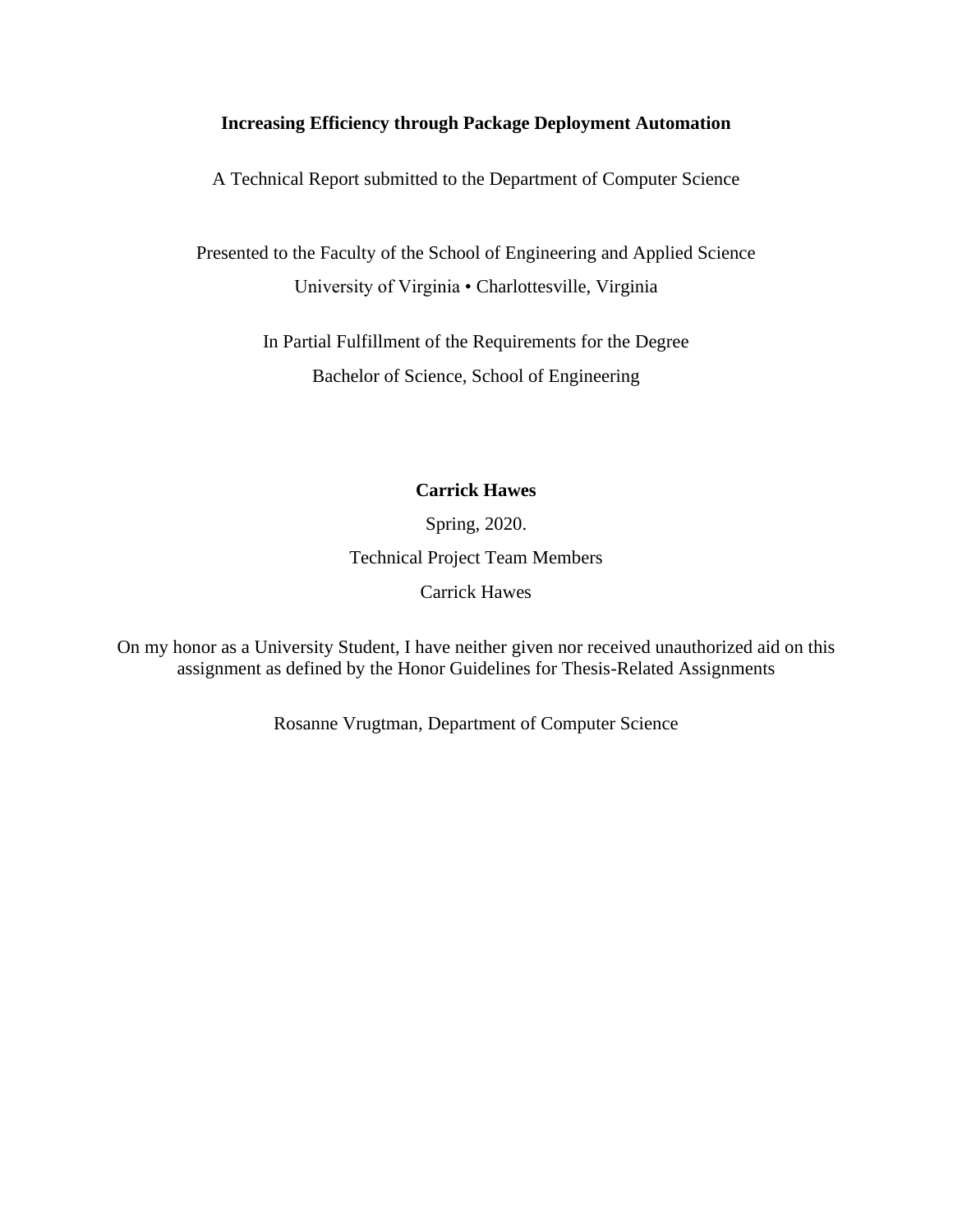# Increasing Efficiency through Package Deployment Automation

A Technical Report submitted to the Department of Computer Science

Presented to the Faculty of the School of Engineering and Applied Science

University of Virginia • Charlottesville, Virginia

In Partial Fulfillment of the Requirements for the Degree

Bachelor of Science, School of Engineering

**Carrick Hawes**

Spring, 2020.

Technical Project Team Members

Carrick Hawes

On my honor as a University Student, I have neither given nor received unauthorized aid on this assignment as defined by the Honor Guidelines for Thesis-Related Assignments

Rosanne Vrugtman, Department of Computer Science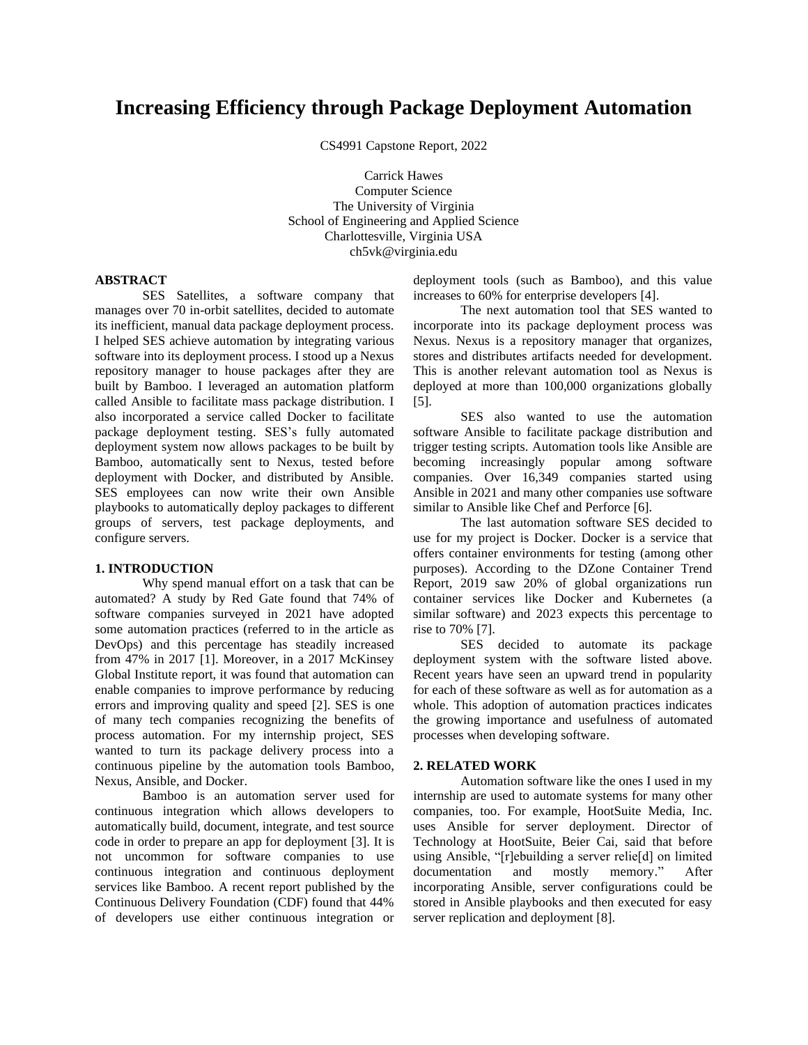# Increasing Efficiency through Package Deployment Automation

CS4991 Capstone Report, 2022

Carrick Hawes
Computer Science
The University of Virginia
School of Engineering and Applied Science
Charlottesville, Virginia USA
ch5vk@virginia.edu

## ABSTRACT

SES Satellites, a software company that manages over 70 in-orbit satellites, decided to automate its inefficient, manual data package deployment process. I helped SES achieve automation by integrating various software into its deployment process. I stood up a Nexus repository manager to house packages after they are built by Bamboo. I leveraged an automation platform called Ansible to facilitate mass package distribution. I also incorporated a service called Docker to facilitate package deployment testing. SES's fully automated deployment system now allows packages to be built by Bamboo, automatically sent to Nexus, tested before deployment with Docker, and distributed by Ansible. SES employees can now write their own Ansible playbooks to automatically deploy packages to different groups of servers, test package deployments, and configure servers.

## 1. INTRODUCTION

Why spend manual effort on a task that can be automated? A study by Red Gate found that 74% of software companies surveyed in 2021 have adopted some automation practices (referred to in the article as DevOps) and this percentage has steadily increased from 47% in 2017 [1]. Moreover, in a 2017 McKinsey Global Institute report, it was found that automation can enable companies to improve performance by reducing errors and improving quality and speed [2]. SES is one of many tech companies recognizing the benefits of process automation. For my internship project, SES wanted to turn its package delivery process into a continuous pipeline by the automation tools Bamboo, Nexus, Ansible, and Docker.

Bamboo is an automation server used for continuous integration which allows developers to automatically build, document, integrate, and test source code in order to prepare an app for deployment [3]. It is not uncommon for software companies to use continuous integration and continuous deployment services like Bamboo. A recent report published by the Continuous Delivery Foundation (CDF) found that 44% of developers use either continuous integration or deployment tools (such as Bamboo), and this value increases to 60% for enterprise developers [4].

The next automation tool that SES wanted to incorporate into its package deployment process was Nexus. Nexus is a repository manager that organizes, stores and distributes artifacts needed for development. This is another relevant automation tool as Nexus is deployed at more than 100,000 organizations globally [5].

SES also wanted to use the automation software Ansible to facilitate package distribution and trigger testing scripts. Automation tools like Ansible are becoming increasingly popular among software companies. Over 16,349 companies started using Ansible in 2021 and many other companies use software similar to Ansible like Chef and Perforce [6].

The last automation software SES decided to use for my project is Docker. Docker is a service that offers container environments for testing (among other purposes). According to the DZone Container Trend Report, 2019 saw 20% of global organizations run container services like Docker and Kubernetes (a similar software) and 2023 expects this percentage to rise to 70% [7].

SES decided to automate its package deployment system with the software listed above. Recent years have seen an upward trend in popularity for each of these software as well as for automation as a whole. This adoption of automation practices indicates the growing importance and usefulness of automated processes when developing software.

## 2. RELATED WORK

Automation software like the ones I used in my internship are used to automate systems for many other companies, too. For example, HootSuite Media, Inc. uses Ansible for server deployment. Director of Technology at HootSuite, Beier Cai, said that before using Ansible, "[r]ebuilding a server relie[d] on limited documentation and mostly memory." After incorporating Ansible, server configurations could be stored in Ansible playbooks and then executed for easy server replication and deployment [8].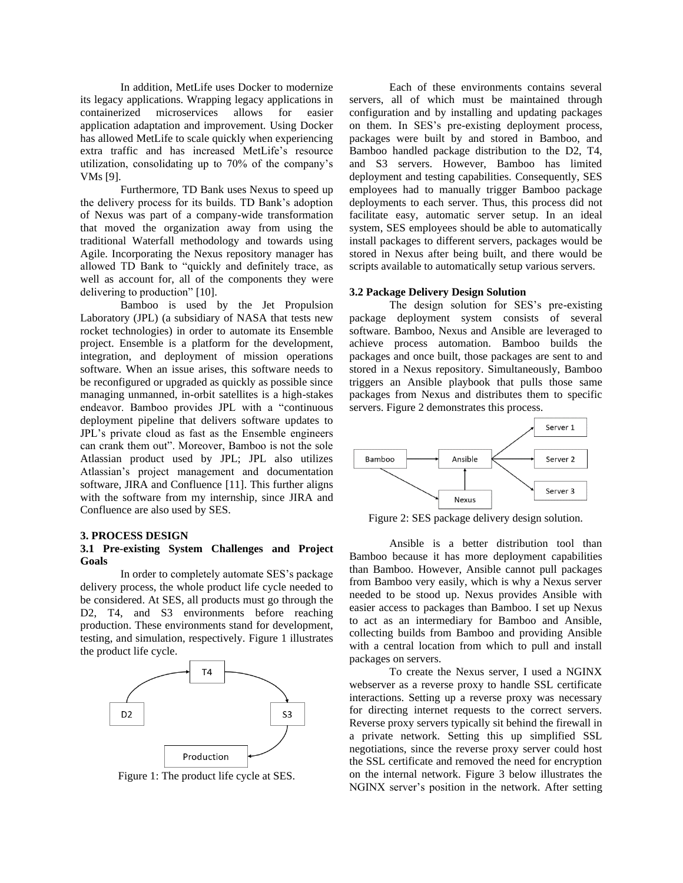In addition, MetLife uses Docker to modernize its legacy applications. Wrapping legacy applications in containerized microservices allows for easier application adaptation and improvement. Using Docker has allowed MetLife to scale quickly when experiencing extra traffic and has increased MetLife's resource utilization, consolidating up to 70% of the company's VMs [9].

Furthermore, TD Bank uses Nexus to speed up the delivery process for its builds. TD Bank's adoption of Nexus was part of a company-wide transformation that moved the organization away from using the traditional Waterfall methodology and towards using Agile. Incorporating the Nexus repository manager has allowed TD Bank to "quickly and definitely trace, as well as account for, all of the components they were delivering to production" [10].

Bamboo is used by the Jet Propulsion Laboratory (JPL) (a subsidiary of NASA that tests new rocket technologies) in order to automate its Ensemble project. Ensemble is a platform for the development, integration, and deployment of mission operations software. When an issue arises, this software needs to be reconfigured or upgraded as quickly as possible since managing unmanned, in-orbit satellites is a high-stakes endeavor. Bamboo provides JPL with a "continuous deployment pipeline that delivers software updates to JPL's private cloud as fast as the Ensemble engineers can crank them out". Moreover, Bamboo is not the sole Atlassian product used by JPL; JPL also utilizes Atlassian's project management and documentation software, JIRA and Confluence [11]. This further aligns with the software from my internship, since JIRA and Confluence are also used by SES.

## 3. PROCESS DESIGN

### 3.1 Pre-existing System Challenges and Project Goals

In order to completely automate SES's package delivery process, the whole product life cycle needed to be considered. At SES, all products must go through the D2, T4, and S3 environments before reaching production. These environments stand for development, testing, and simulation, respectively. Figure 1 illustrates the product life cycle.

Figure 1: The product life cycle at SES.

Each of these environments contains several servers, all of which must be maintained through configuration and by installing and updating packages on them. In SES's pre-existing deployment process, packages were built by and stored in Bamboo, and Bamboo handled package distribution to the D2, T4, and S3 servers. However, Bamboo has limited deployment and testing capabilities. Consequently, SES employees had to manually trigger Bamboo package deployments to each server. Thus, this process did not facilitate easy, automatic server setup. In an ideal system, SES employees should be able to automatically install packages to different servers, packages would be stored in Nexus after being built, and there would be scripts available to automatically setup various servers.

### 3.2 Package Delivery Design Solution

The design solution for SES's pre-existing package deployment system consists of several software. Bamboo, Nexus and Ansible are leveraged to achieve process automation. Bamboo builds the packages and once built, those packages are sent to and stored in a Nexus repository. Simultaneously, Bamboo triggers an Ansible playbook that pulls those same packages from Nexus and distributes them to specific servers. Figure 2 demonstrates this process.

Figure 2: SES package delivery design solution.

Ansible is a better distribution tool than Bamboo because it has more deployment capabilities than Bamboo. However, Ansible cannot pull packages from Bamboo very easily, which is why a Nexus server needed to be stood up. Nexus provides Ansible with easier access to packages than Bamboo. I set up Nexus to act as an intermediary for Bamboo and Ansible, collecting builds from Bamboo and providing Ansible with a central location from which to pull and install packages on servers.

To create the Nexus server, I used a NGINX webserver as a reverse proxy to handle SSL certificate interactions. Setting up a reverse proxy was necessary for directing internet requests to the correct servers. Reverse proxy servers typically sit behind the firewall in a private network. Setting this up simplified SSL negotiations, since the reverse proxy server could host the SSL certificate and removed the need for encryption on the internal network. Figure 3 below illustrates the NGINX server's position in the network. After setting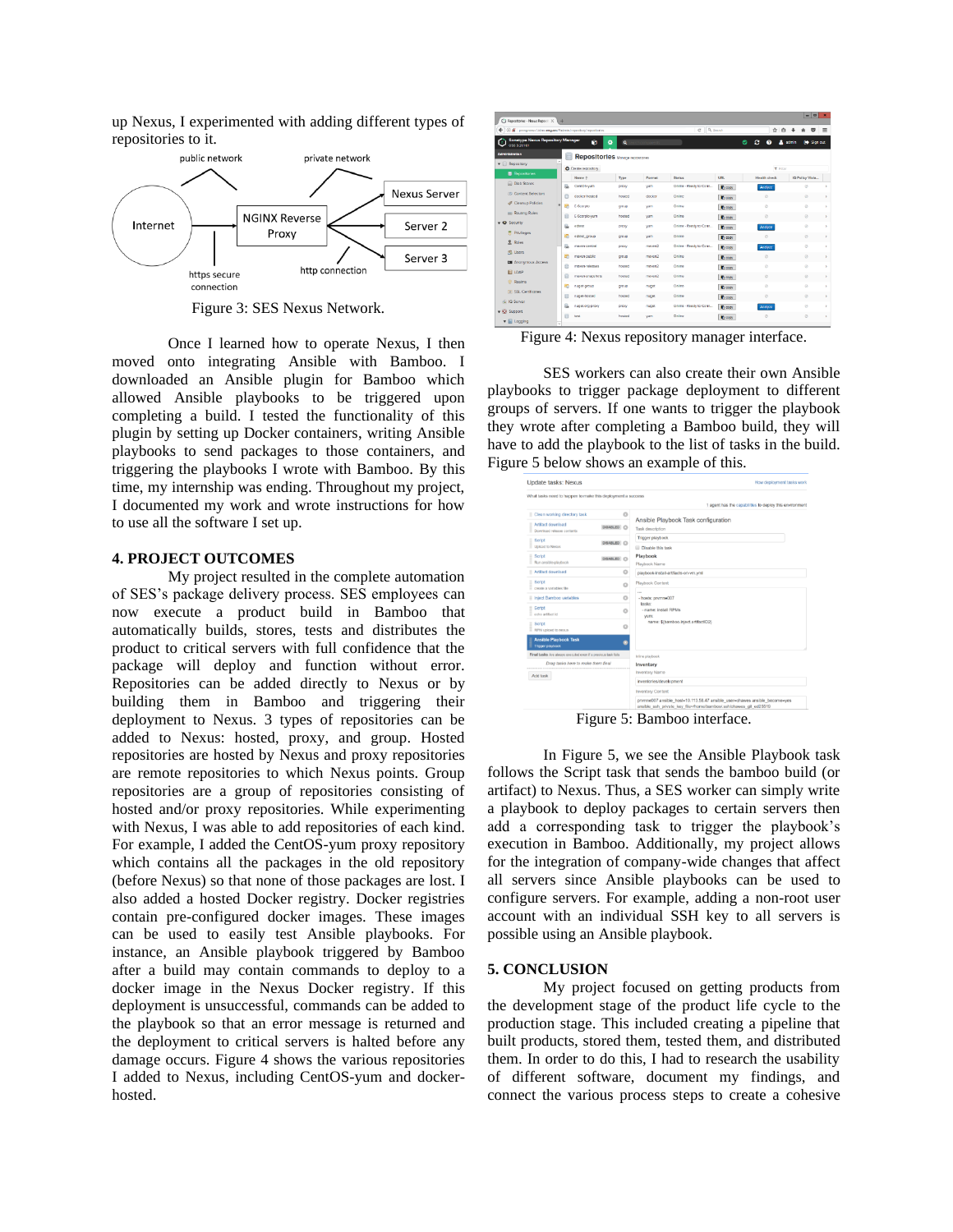up Nexus, I experimented with adding different types of repositories to it.

Figure 3: SES Nexus Network.

Once I learned how to operate Nexus, I then moved onto integrating Ansible with Bamboo. I downloaded an Ansible plugin for Bamboo which allowed Ansible playbooks to be triggered upon completing a build. I tested the functionality of this plugin by setting up Docker containers, writing Ansible playbooks to send packages to those containers, and triggering the playbooks I wrote with Bamboo. By this time, my internship was ending. Throughout my project, I documented my work and wrote instructions for how to use all the software I set up.

## 4. PROJECT OUTCOMES

My project resulted in the complete automation of SES's package delivery process. SES employees can now execute a product build in Bamboo that automatically builds, stores, tests and distributes the product to critical servers with full confidence that the package will deploy and function without error. Repositories can be added directly to Nexus or by building them in Bamboo and triggering their deployment to Nexus. 3 types of repositories can be added to Nexus: hosted, proxy, and group. Hosted repositories are hosted by Nexus and proxy repositories are remote repositories to which Nexus points. Group repositories are a group of repositories consisting of hosted and/or proxy repositories. While experimenting with Nexus, I was able to add repositories of each kind. For example, I added the CentOS-yum proxy repository which contains all the packages in the old repository (before Nexus) so that none of those packages are lost. I also added a hosted Docker registry. Docker registries contain pre-configured docker images. These images can be used to easily test Ansible playbooks. For instance, an Ansible playbook triggered by Bamboo after a build may contain commands to deploy to a docker image in the Nexus Docker registry. If this deployment is unsuccessful, commands can be added to the playbook so that an error message is returned and the deployment to critical servers is halted before any damage occurs. Figure 4 shows the various repositories I added to Nexus, including CentOS-yum and docker-hosted.

Figure 4: Nexus repository manager interface.

SES workers can also create their own Ansible playbooks to trigger package deployment to different groups of servers. If one wants to trigger the playbook they wrote after completing a Bamboo build, they will have to add the playbook to the list of tasks in the build. Figure 5 below shows an example of this.

Figure 5: Bamboo interface.

In Figure 5, we see the Ansible Playbook task follows the Script task that sends the bamboo build (or artifact) to Nexus. Thus, a SES worker can simply write a playbook to deploy packages to certain servers then add a corresponding task to trigger the playbook's execution in Bamboo. Additionally, my project allows for the integration of company-wide changes that affect all servers since Ansible playbooks can be used to configure servers. For example, adding a non-root user account with an individual SSH key to all servers is possible using an Ansible playbook.

## 5. CONCLUSION

My project focused on getting products from the development stage of the product life cycle to the production stage. This included creating a pipeline that built products, stored them, tested them, and distributed them. In order to do this, I had to research the usability of different software, document my findings, and connect the various process steps to create a cohesive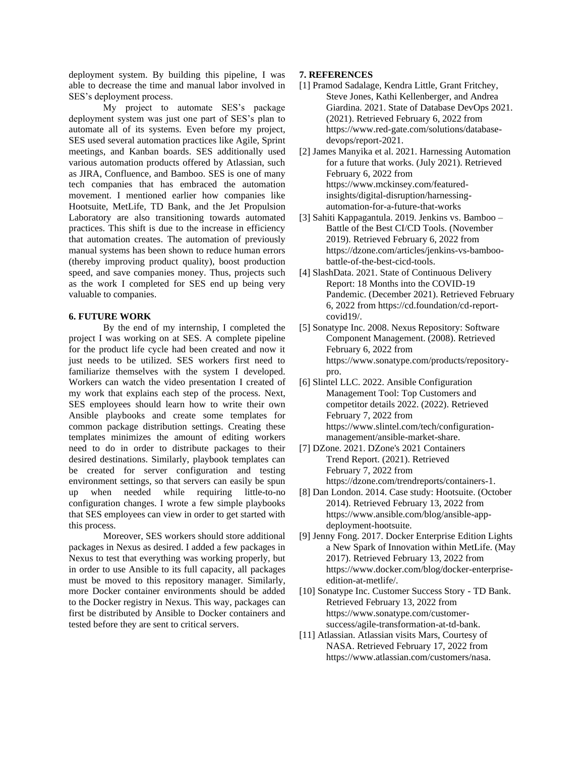deployment system. By building this pipeline, I was able to decrease the time and manual labor involved in SES's deployment process.

My project to automate SES's package deployment system was just one part of SES's plan to automate all of its systems. Even before my project, SES used several automation practices like Agile, Sprint meetings, and Kanban boards. SES additionally used various automation products offered by Atlassian, such as JIRA, Confluence, and Bamboo. SES is one of many tech companies that has embraced the automation movement. I mentioned earlier how companies like Hootsuite, MetLife, TD Bank, and the Jet Propulsion Laboratory are also transitioning towards automated practices. This shift is due to the increase in efficiency that automation creates. The automation of previously manual systems has been shown to reduce human errors (thereby improving product quality), boost production speed, and save companies money. Thus, projects such as the work I completed for SES end up being very valuable to companies.

## 6. FUTURE WORK

By the end of my internship, I completed the project I was working on at SES. A complete pipeline for the product life cycle had been created and now it just needs to be utilized. SES workers first need to familiarize themselves with the system I developed. Workers can watch the video presentation I created of my work that explains each step of the process. Next, SES employees should learn how to write their own Ansible playbooks and create some templates for common package distribution settings. Creating these templates minimizes the amount of editing workers need to do in order to distribute packages to their desired destinations. Similarly, playbook templates can be created for server configuration and testing environment settings, so that servers can easily be spun up when needed while requiring little-to-no configuration changes. I wrote a few simple playbooks that SES employees can view in order to get started with this process.

Moreover, SES workers should store additional packages in Nexus as desired. I added a few packages in Nexus to test that everything was working properly, but in order to use Ansible to its full capacity, all packages must be moved to this repository manager. Similarly, more Docker container environments should be added to the Docker registry in Nexus. This way, packages can first be distributed by Ansible to Docker containers and tested before they are sent to critical servers.

## 7. REFERENCES

[1] Pramod Sadalage, Kendra Little, Grant Fritchey, Steve Jones, Kathi Kellenberger, and Andrea Giardina. 2021. State of Database DevOps 2021. (2021). Retrieved February 6, 2022 from https://www.red-gate.com/solutions/database-devops/report-2021.

[2] James Manyika et al. 2021. Harnessing Automation for a future that works. (July 2021). Retrieved February 6, 2022 from https://www.mckinsey.com/featured-insights/digital-disruption/harnessing-automation-for-a-future-that-works

[3] Sahiti Kappagantula. 2019. Jenkins vs. Bamboo – Battle of the Best CI/CD Tools. (November 2019). Retrieved February 6, 2022 from https://dzone.com/articles/jenkins-vs-bamboo-battle-of-the-best-cicd-tools.

[4] SlashData. 2021. State of Continuous Delivery Report: 18 Months into the COVID-19 Pandemic. (December 2021). Retrieved February 6, 2022 from https://cd.foundation/cd-report-covid19/.

[5] Sonatype Inc. 2008. Nexus Repository: Software Component Management. (2008). Retrieved February 6, 2022 from https://www.sonatype.com/products/repository-pro.

[6] Slintel LLC. 2022. Ansible Configuration Management Tool: Top Customers and competitor details 2022. (2022). Retrieved February 7, 2022 from https://www.slintel.com/tech/configuration-management/ansible-market-share.

[7] DZone. 2021. DZone's 2021 Containers Trend Report. (2021). Retrieved February 7, 2022 from https://dzone.com/trendreports/containers-1.

[8] Dan London. 2014. Case study: Hootsuite. (October 2014). Retrieved February 13, 2022 from https://www.ansible.com/blog/ansible-app-deployment-hootsuite.

[9] Jenny Fong. 2017. Docker Enterprise Edition Lights a New Spark of Innovation within MetLife. (May 2017). Retrieved February 13, 2022 from https://www.docker.com/blog/docker-enterprise-edition-at-metlife/.

[10] Sonatype Inc. Customer Success Story - TD Bank. Retrieved February 13, 2022 from https://www.sonatype.com/customer-success/agile-transformation-at-td-bank.

[11] Atlassian. Atlassian visits Mars, Courtesy of NASA. Retrieved February 17, 2022 from https://www.atlassian.com/customers/nasa.